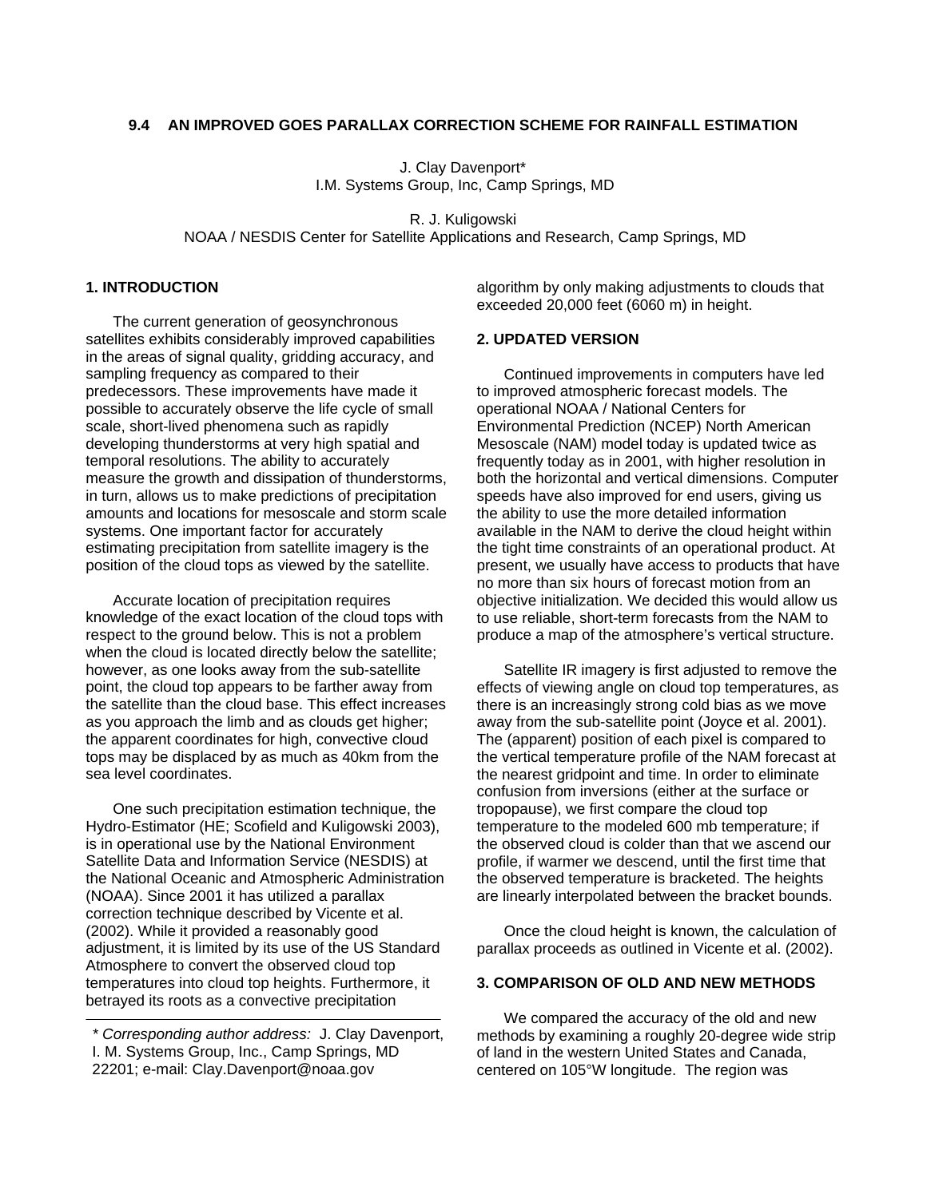# 9.4 AN IMPROVED GOES PARALLAX CORRECTION SCHEME FOR RAINFALL ESTIMATION

J. Clay Davenport*
I.M. Systems Group, Inc, Camp Springs, MD

R. J. Kuligowski
NOAA / NESDIS Center for Satellite Applications and Research, Camp Springs, MD

## 1. INTRODUCTION

The current generation of geosynchronous satellites exhibits considerably improved capabilities in the areas of signal quality, gridding accuracy, and sampling frequency as compared to their predecessors. These improvements have made it possible to accurately observe the life cycle of small scale, short-lived phenomena such as rapidly developing thunderstorms at very high spatial and temporal resolutions. The ability to accurately measure the growth and dissipation of thunderstorms, in turn, allows us to make predictions of precipitation amounts and locations for mesoscale and storm scale systems. One important factor for accurately estimating precipitation from satellite imagery is the position of the cloud tops as viewed by the satellite.

Accurate location of precipitation requires knowledge of the exact location of the cloud tops with respect to the ground below. This is not a problem when the cloud is located directly below the satellite; however, as one looks away from the sub-satellite point, the cloud top appears to be farther away from the satellite than the cloud base. This effect increases as you approach the limb and as clouds get higher; the apparent coordinates for high, convective cloud tops may be displaced by as much as 40km from the sea level coordinates.

One such precipitation estimation technique, the Hydro-Estimator (HE; Scofield and Kuligowski 2003), is in operational use by the National Environment Satellite Data and Information Service (NESDIS) at the National Oceanic and Atmospheric Administration (NOAA). Since 2001 it has utilized a parallax correction technique described by Vicente et al. (2002). While it provided a reasonably good adjustment, it is limited by its use of the US Standard Atmosphere to convert the observed cloud top temperatures into cloud top heights. Furthermore, it betrayed its roots as a convective precipitation algorithm by only making adjustments to clouds that exceeded 20,000 feet (6060 m) in height.

## 2. UPDATED VERSION

Continued improvements in computers have led to improved atmospheric forecast models. The operational NOAA / National Centers for Environmental Prediction (NCEP) North American Mesoscale (NAM) model today is updated twice as frequently today as in 2001, with higher resolution in both the horizontal and vertical dimensions. Computer speeds have also improved for end users, giving us the ability to use the more detailed information available in the NAM to derive the cloud height within the tight time constraints of an operational product. At present, we usually have access to products that have no more than six hours of forecast motion from an objective initialization. We decided this would allow us to use reliable, short-term forecasts from the NAM to produce a map of the atmosphere's vertical structure.

Satellite IR imagery is first adjusted to remove the effects of viewing angle on cloud top temperatures, as there is an increasingly strong cold bias as we move away from the sub-satellite point (Joyce et al. 2001). The (apparent) position of each pixel is compared to the vertical temperature profile of the NAM forecast at the nearest gridpoint and time. In order to eliminate confusion from inversions (either at the surface or tropopause), we first compare the cloud top temperature to the modeled 600 mb temperature; if the observed cloud is colder than that we ascend our profile, if warmer we descend, until the first time that the observed temperature is bracketed. The heights are linearly interpolated between the bracket bounds.

Once the cloud height is known, the calculation of parallax proceeds as outlined in Vicente et al. (2002).

## 3. COMPARISON OF OLD AND NEW METHODS

We compared the accuracy of the old and new methods by examining a roughly 20-degree wide strip of land in the western United States and Canada, centered on 105°W longitude. The region was

---

* *Corresponding author address:* J. Clay Davenport, I. M. Systems Group, Inc., Camp Springs, MD 22201; e-mail: Clay.Davenport@noaa.gov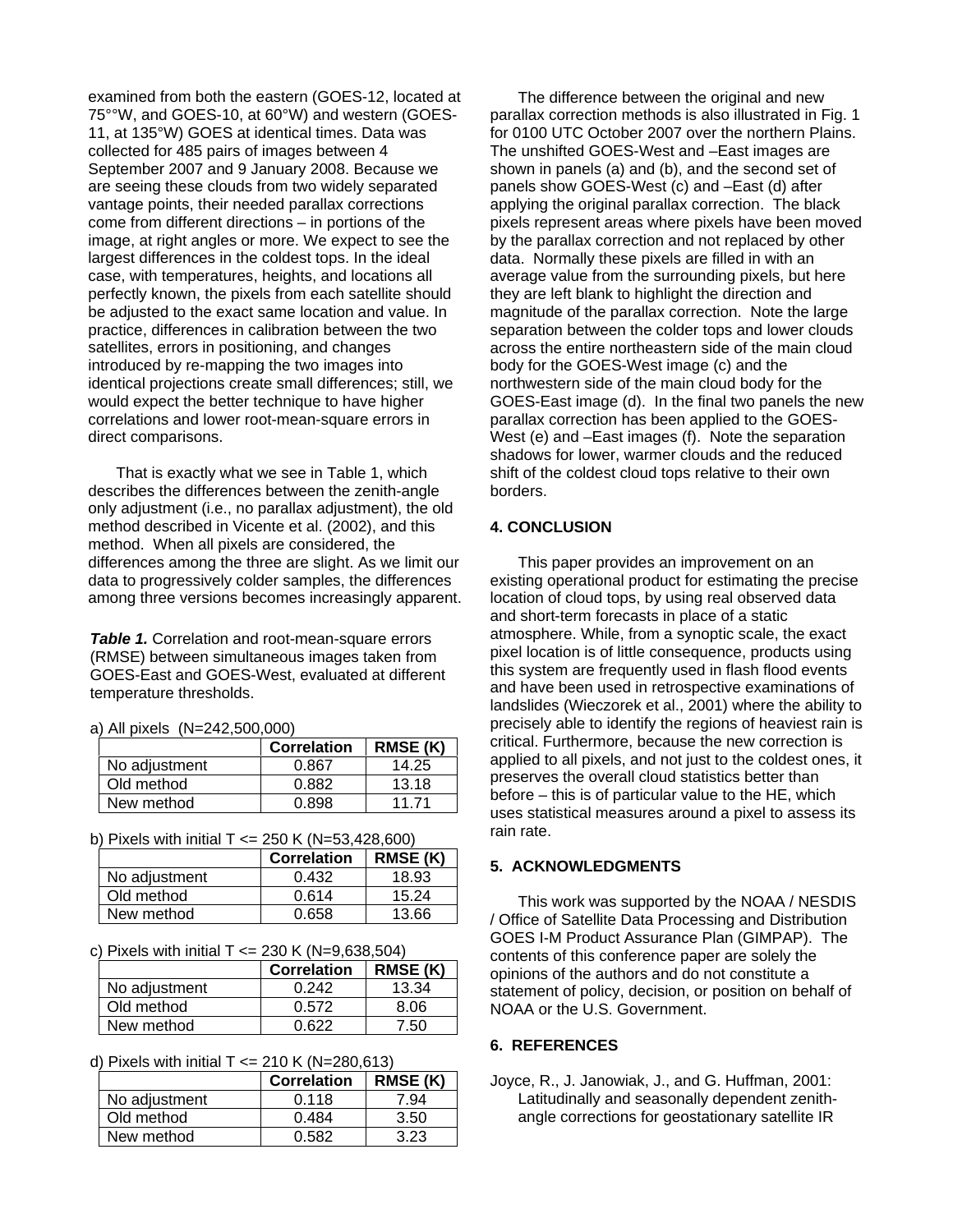examined from both the eastern (GOES-12, located at 75°°W, and GOES-10, at 60°W) and western (GOES-11, at 135°W) GOES at identical times. Data was collected for 485 pairs of images between 4 September 2007 and 9 January 2008. Because we are seeing these clouds from two widely separated vantage points, their needed parallax corrections come from different directions – in portions of the image, at right angles or more. We expect to see the largest differences in the coldest tops. In the ideal case, with temperatures, heights, and locations all perfectly known, the pixels from each satellite should be adjusted to the exact same location and value. In practice, differences in calibration between the two satellites, errors in positioning, and changes introduced by re-mapping the two images into identical projections create small differences; still, we would expect the better technique to have higher correlations and lower root-mean-square errors in direct comparisons.

That is exactly what we see in Table 1, which describes the differences between the zenith-angle only adjustment (i.e., no parallax adjustment), the old method described in Vicente et al. (2002), and this method. When all pixels are considered, the differences among the three are slight. As we limit our data to progressively colder samples, the differences among three versions becomes increasingly apparent.

***Table 1.*** Correlation and root-mean-square errors (RMSE) between simultaneous images taken from GOES-East and GOES-West, evaluated at different temperature thresholds.

a) All pixels (N=242,500,000)

| | Correlation | RMSE (K) |
|---|---|---|
| No adjustment | 0.867 | 14.25 |
| Old method | 0.882 | 13.18 |
| New method | 0.898 | 11.71 |

b) Pixels with initial T <= 250 K (N=53,428,600)

| | Correlation | RMSE (K) |
|---|---|---|
| No adjustment | 0.432 | 18.93 |
| Old method | 0.614 | 15.24 |
| New method | 0.658 | 13.66 |

c) Pixels with initial T <= 230 K (N=9,638,504)

| | Correlation | RMSE (K) |
|---|---|---|
| No adjustment | 0.242 | 13.34 |
| Old method | 0.572 | 8.06 |
| New method | 0.622 | 7.50 |

d) Pixels with initial T <= 210 K (N=280,613)

| | Correlation | RMSE (K) |
|---|---|---|
| No adjustment | 0.118 | 7.94 |
| Old method | 0.484 | 3.50 |
| New method | 0.582 | 3.23 |

The difference between the original and new parallax correction methods is also illustrated in Fig. 1 for 0100 UTC October 2007 over the northern Plains. The unshifted GOES-West and –East images are shown in panels (a) and (b), and the second set of panels show GOES-West (c) and –East (d) after applying the original parallax correction. The black pixels represent areas where pixels have been moved by the parallax correction and not replaced by other data. Normally these pixels are filled in with an average value from the surrounding pixels, but here they are left blank to highlight the direction and magnitude of the parallax correction. Note the large separation between the colder tops and lower clouds across the entire northeastern side of the main cloud body for the GOES-West image (c) and the northwestern side of the main cloud body for the GOES-East image (d). In the final two panels the new parallax correction has been applied to the GOES-West (e) and –East images (f). Note the separation shadows for lower, warmer clouds and the reduced shift of the coldest cloud tops relative to their own borders.

## 4. CONCLUSION

This paper provides an improvement on an existing operational product for estimating the precise location of cloud tops, by using real observed data and short-term forecasts in place of a static atmosphere. While, from a synoptic scale, the exact pixel location is of little consequence, products using this system are frequently used in flash flood events and have been used in retrospective examinations of landslides (Wieczorek et al., 2001) where the ability to precisely able to identify the regions of heaviest rain is critical. Furthermore, because the new correction is applied to all pixels, and not just to the coldest ones, it preserves the overall cloud statistics better than before – this is of particular value to the HE, which uses statistical measures around a pixel to assess its rain rate.

## 5. ACKNOWLEDGMENTS

This work was supported by the NOAA / NESDIS / Office of Satellite Data Processing and Distribution GOES I-M Product Assurance Plan (GIMPAP). The contents of this conference paper are solely the opinions of the authors and do not constitute a statement of policy, decision, or position on behalf of NOAA or the U.S. Government.

## 6. REFERENCES

Joyce, R., J. Janowiak, J., and G. Huffman, 2001: Latitudinally and seasonally dependent zenith-angle corrections for geostationary satellite IR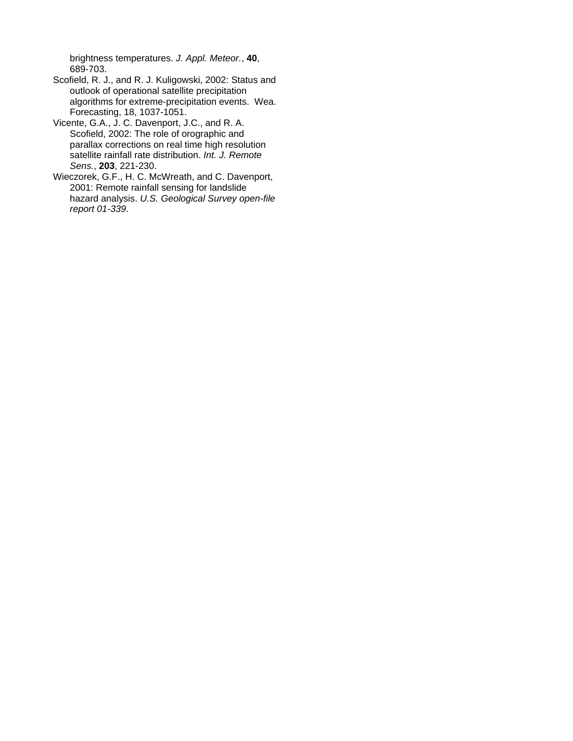brightness temperatures. *J. Appl. Meteor.*, **40**, 689-703.

Scofield, R. J., and R. J. Kuligowski, 2002: Status and outlook of operational satellite precipitation algorithms for extreme-precipitation events.  Wea. Forecasting, 18, 1037-1051.

Vicente, G.A., J. C. Davenport, J.C., and R. A. Scofield, 2002: The role of orographic and parallax corrections on real time high resolution satellite rainfall rate distribution. *Int. J. Remote Sens.*, **203**, 221-230.

Wieczorek, G.F., H. C. McWreath, and C. Davenport, 2001: Remote rainfall sensing for landslide hazard analysis. *U.S. Geological Survey open-file report 01-339*.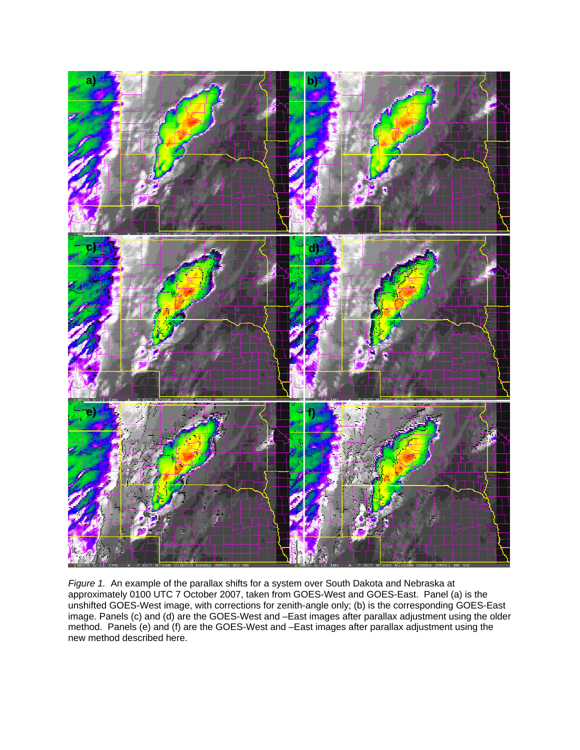a)

b)

c)

d)

e)

f)

*Figure 1.* An example of the parallax shifts for a system over South Dakota and Nebraska at approximately 0100 UTC 7 October 2007, taken from GOES-West and GOES-East. Panel (a) is the unshifted GOES-West image, with corrections for zenith-angle only; (b) is the corresponding GOES-East image. Panels (c) and (d) are the GOES-West and –East images after parallax adjustment using the older method. Panels (e) and (f) are the GOES-West and –East images after parallax adjustment using the new method described here.